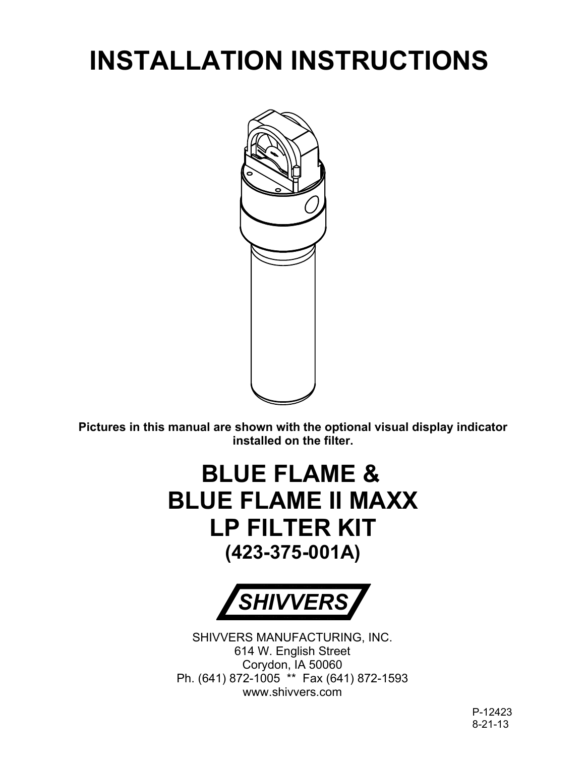# INSTALLATION INSTRUCTIONS

**Pictures in this manual are shown with the optional visual display indicator installed on the filter.**

# BLUE FLAME & BLUE FLAME II MAXX LP FILTER KIT

## (423-375-001A)

SHIVVERS

SHIVVERS MANUFACTURING, INC.
614 W. English Street
Corydon, IA 50060
Ph. (641) 872-1005 ** Fax (641) 872-1593
www.shivvers.com

P-12423
8-21-13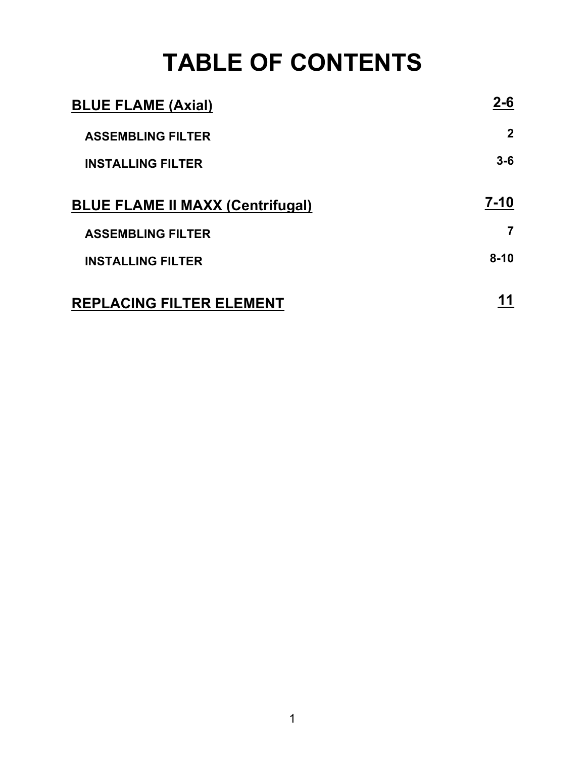# TABLE OF CONTENTS

| | |
|---|---|
| **BLUE FLAME (Axial)** | **2-6** |
| **ASSEMBLING FILTER** | **2** |
| **INSTALLING FILTER** | **3-6** |
| **BLUE FLAME II MAXX (Centrifugal)** | **7-10** |
| **ASSEMBLING FILTER** | **7** |
| **INSTALLING FILTER** | **8-10** |
| **REPLACING FILTER ELEMENT** | **11** |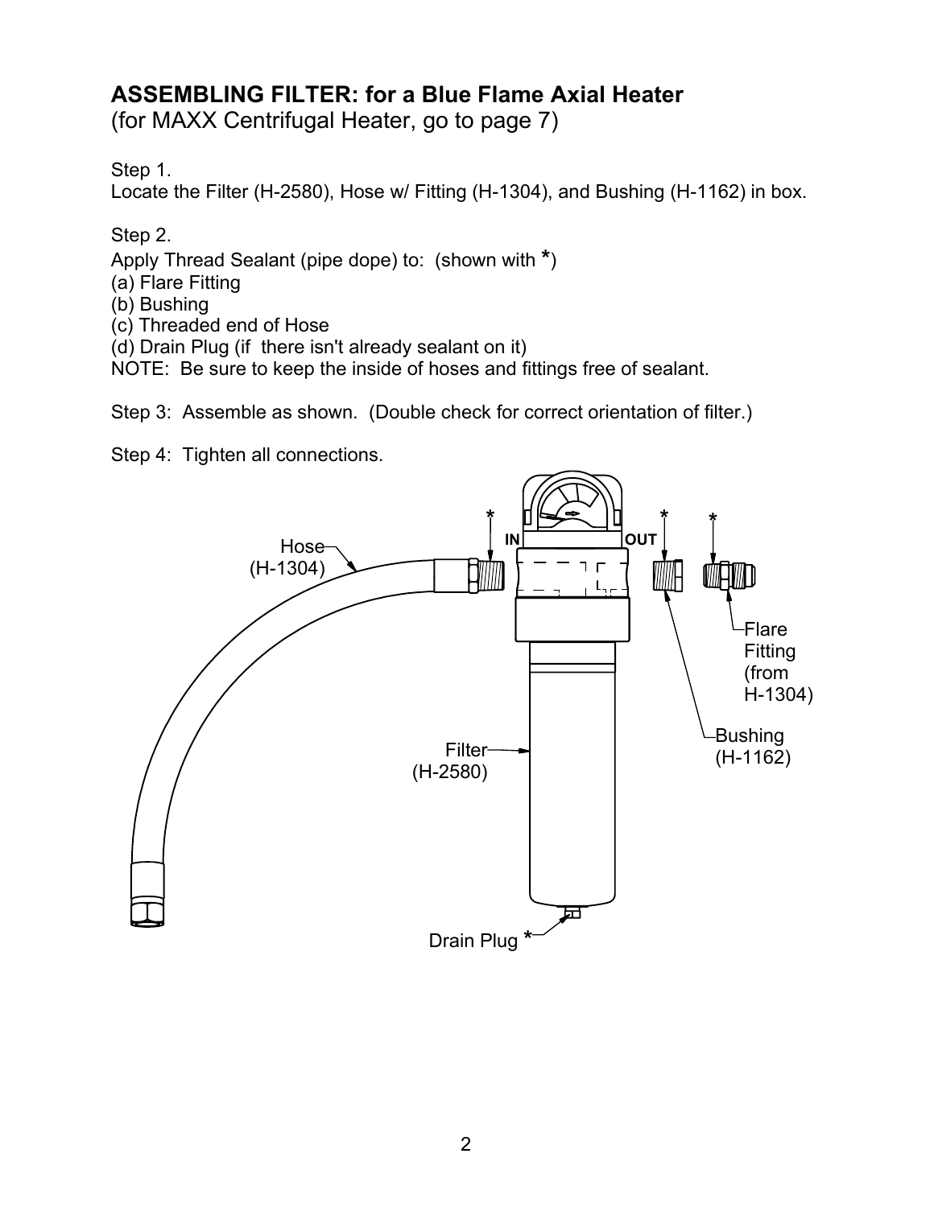## ASSEMBLING FILTER: for a Blue Flame Axial Heater

(for MAXX Centrifugal Heater, go to page 7)

Step 1.
Locate the Filter (H-2580), Hose w/ Fitting (H-1304), and Bushing (H-1162) in box.

Step 2.
Apply Thread Sealant (pipe dope) to: (shown with *)
(a) Flare Fitting
(b) Bushing
(c) Threaded end of Hose
(d) Drain Plug (if there isn't already sealant on it)
NOTE: Be sure to keep the inside of hoses and fittings free of sealant.

Step 3: Assemble as shown. (Double check for correct orientation of filter.)

Step 4: Tighten all connections.

Hose (H-1304)

IN

OUT

Flare Fitting (from H-1304)

Bushing (H-1162)

Filter (H-2580)

Drain Plug *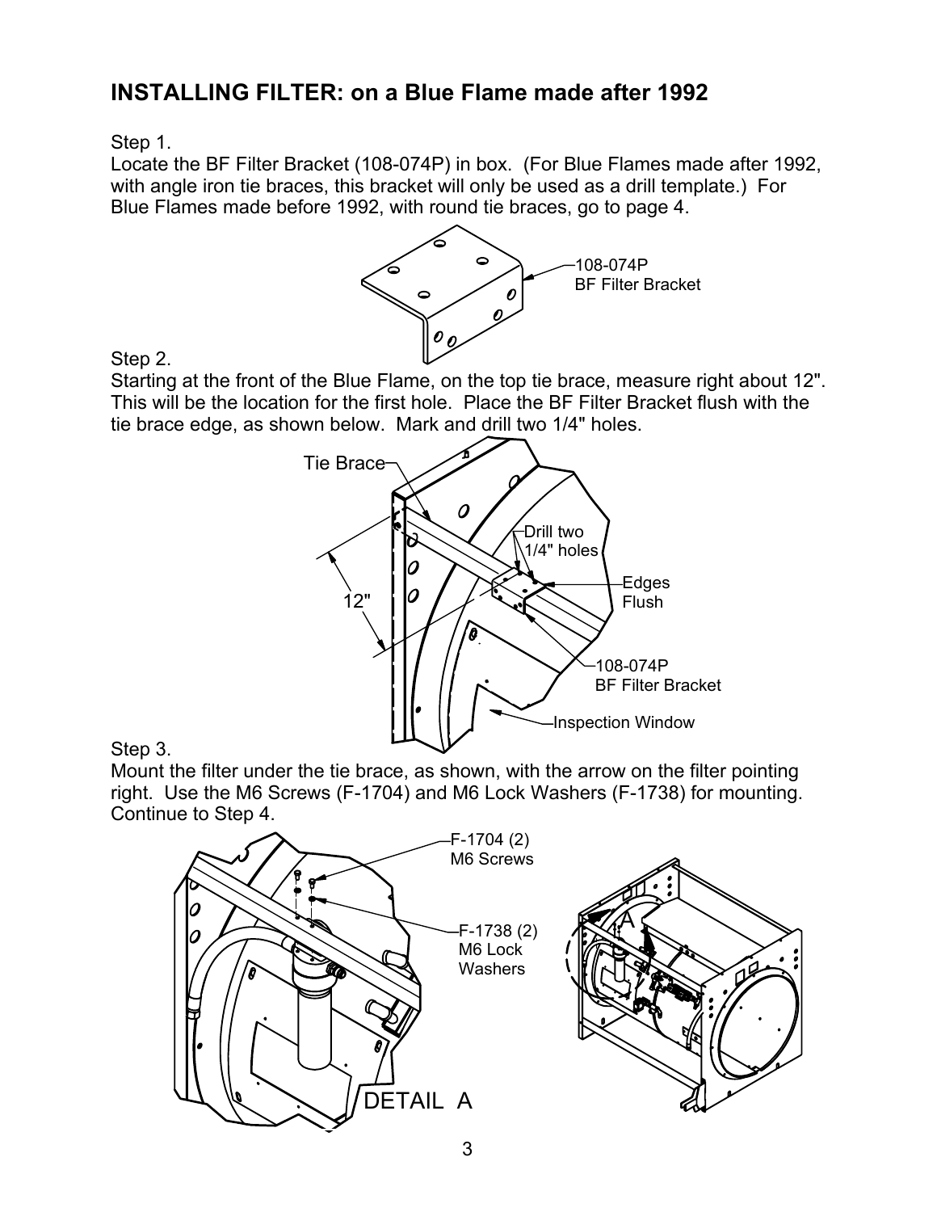## INSTALLING FILTER: on a Blue Flame made after 1992

Step 1.
Locate the BF Filter Bracket (108-074P) in box. (For Blue Flames made after 1992, with angle iron tie braces, this bracket will only be used as a drill template.) For Blue Flames made before 1992, with round tie braces, go to page 4.

Step 2.
Starting at the front of the Blue Flame, on the top tie brace, measure right about 12". This will be the location for the first hole. Place the BF Filter Bracket flush with the tie brace edge, as shown below. Mark and drill two 1/4" holes.

Step 3.
Mount the filter under the tie brace, as shown, with the arrow on the filter pointing right. Use the M6 Screws (F-1704) and M6 Lock Washers (F-1738) for mounting. Continue to Step 4.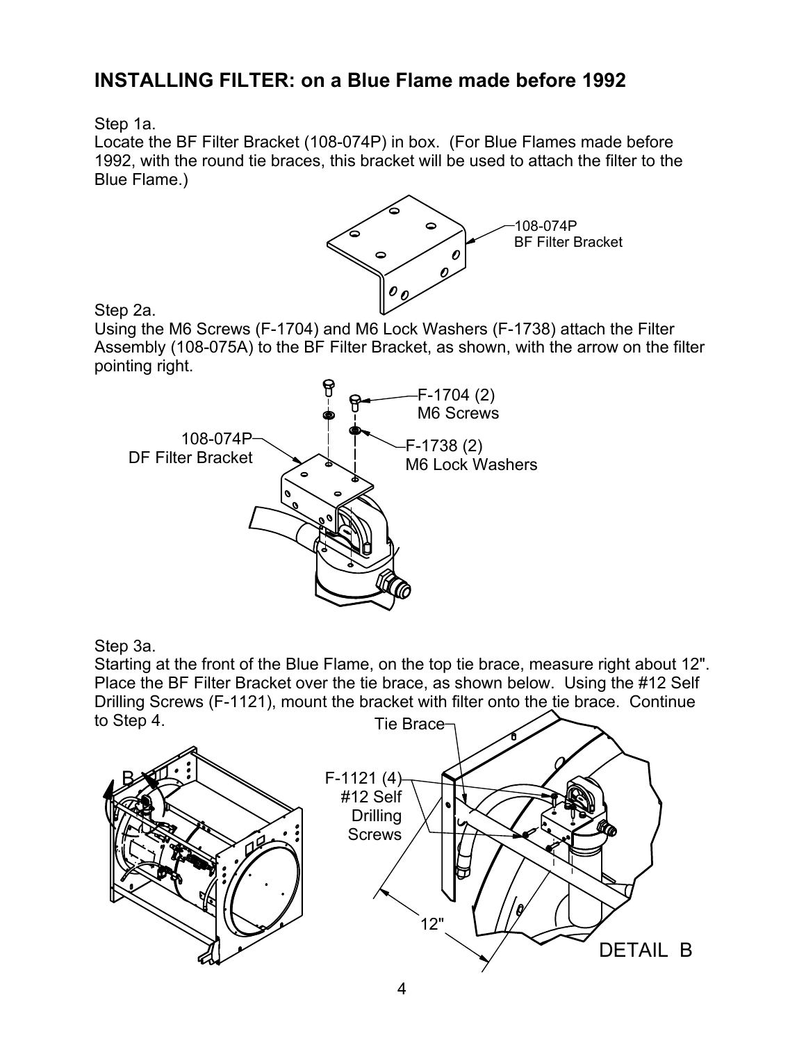## INSTALLING FILTER: on a Blue Flame made before 1992

Step 1a.
Locate the BF Filter Bracket (108-074P) in box. (For Blue Flames made before 1992, with the round tie braces, this bracket will be used to attach the filter to the Blue Flame.)

108-074P
BF Filter Bracket

Step 2a.
Using the M6 Screws (F-1704) and M6 Lock Washers (F-1738) attach the Filter Assembly (108-075A) to the BF Filter Bracket, as shown, with the arrow on the filter pointing right.

108-074P
DF Filter Bracket

F-1704 (2)
M6 Screws

F-1738 (2)
M6 Lock Washers

Step 3a.
Starting at the front of the Blue Flame, on the top tie brace, measure right about 12". Place the BF Filter Bracket over the tie brace, as shown below. Using the #12 Self Drilling Screws (F-1121), mount the bracket with filter onto the tie brace. Continue to Step 4.

B

Tie Brace

F-1121 (4)
#12 Self
Drilling
Screws

12"

DETAIL B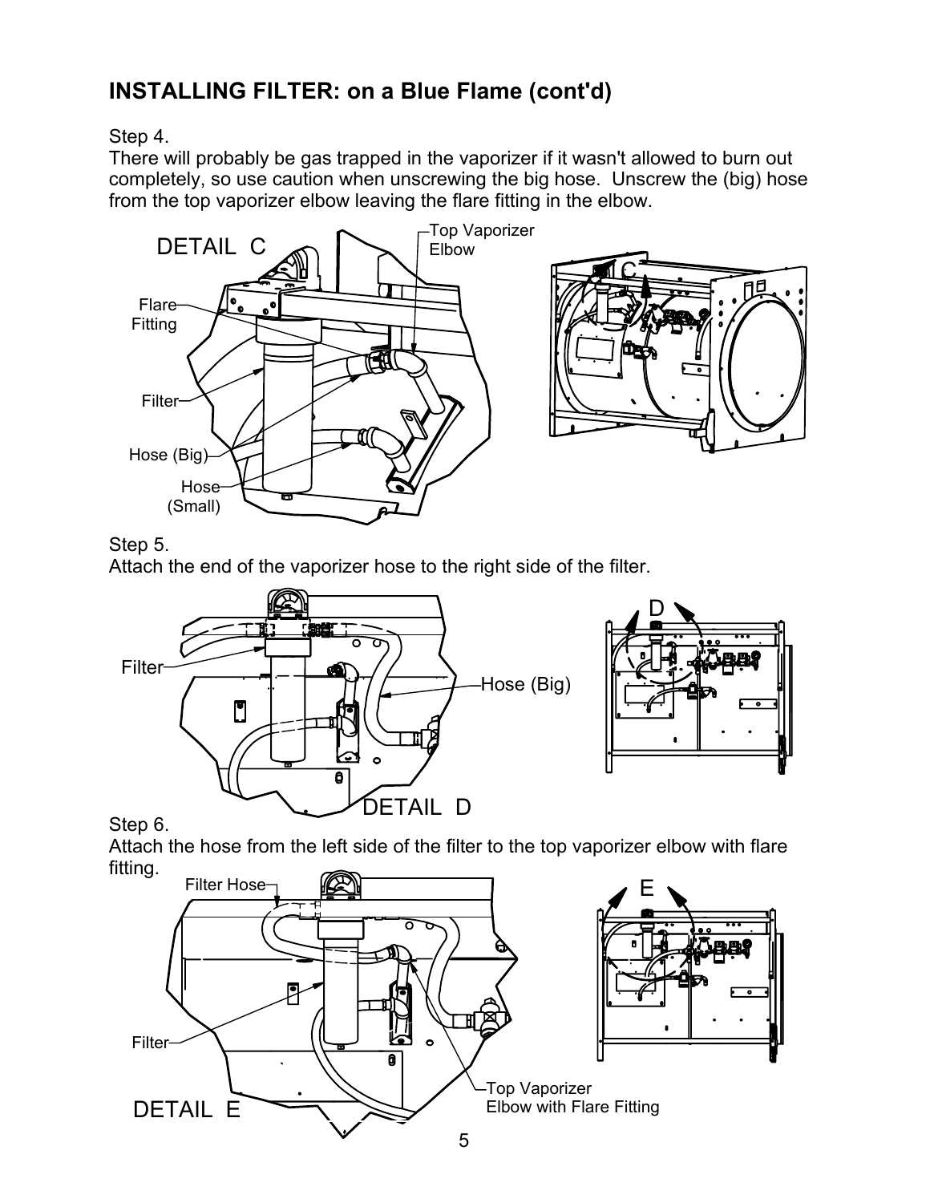## INSTALLING FILTER: on a Blue Flame (cont'd)

Step 4.
There will probably be gas trapped in the vaporizer if it wasn't allowed to burn out completely, so use caution when unscrewing the big hose. Unscrew the (big) hose from the top vaporizer elbow leaving the flare fitting in the elbow.

DETAIL C

Top Vaporizer Elbow

Flare Fitting

Filter

Hose (Big)

Hose (Small)

Step 5.
Attach the end of the vaporizer hose to the right side of the filter.

Filter

Hose (Big)

DETAIL D

Step 6.
Attach the hose from the left side of the filter to the top vaporizer elbow with flare fitting.

Filter Hose

Filter

Top Vaporizer Elbow with Flare Fitting

DETAIL E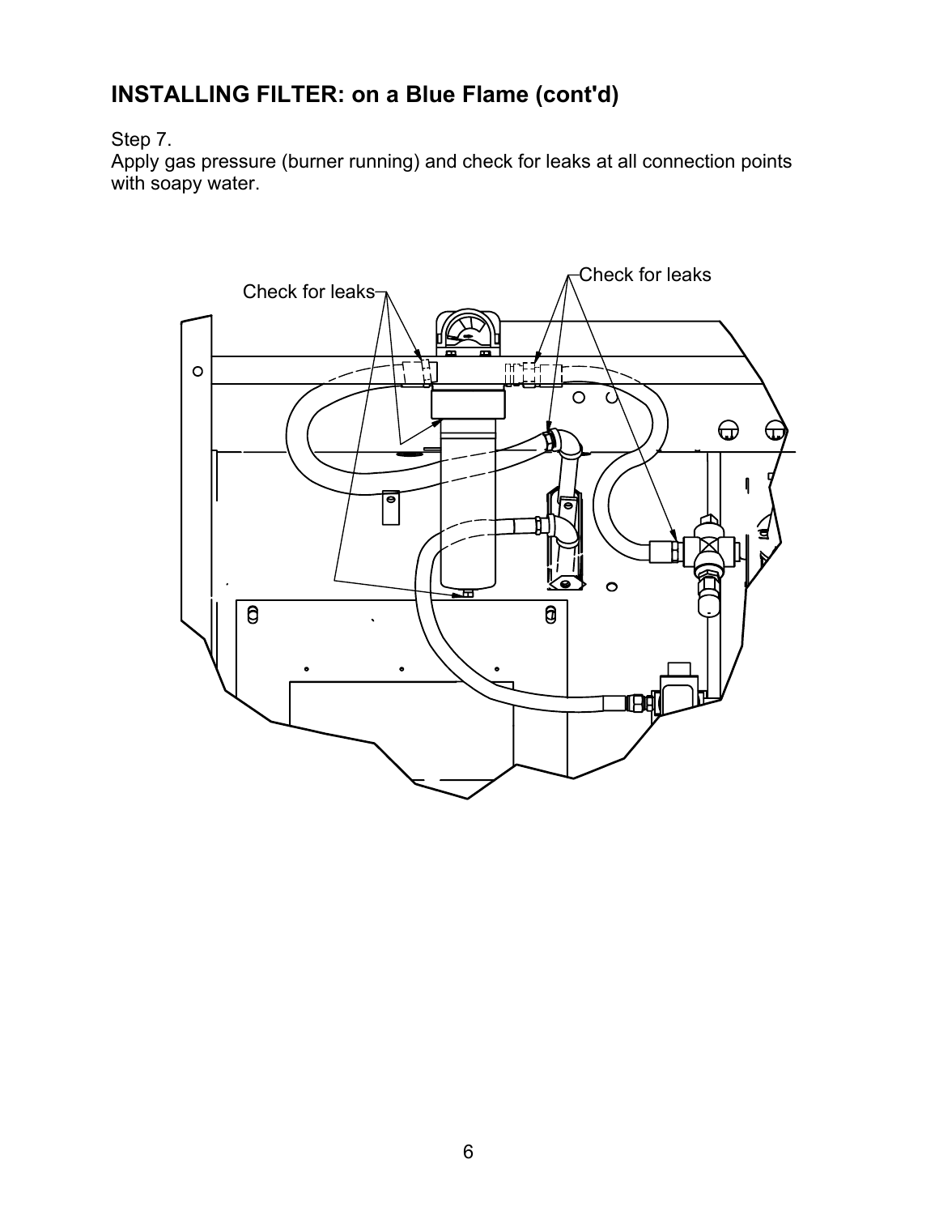## INSTALLING FILTER: on a Blue Flame (cont'd)

Step 7.
Apply gas pressure (burner running) and check for leaks at all connection points with soapy water.

Check for leaks

Check for leaks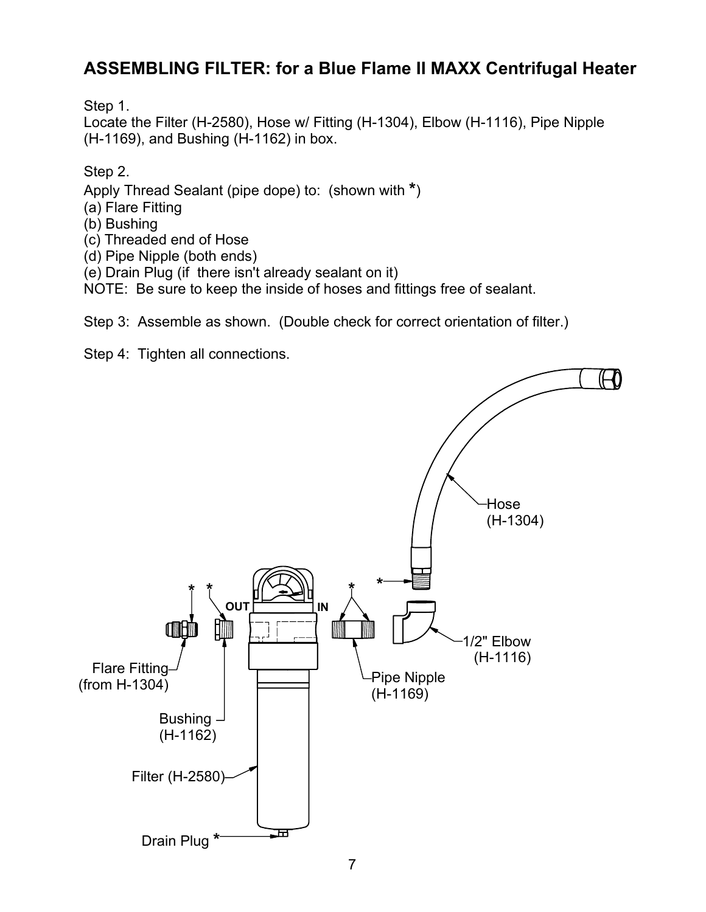## ASSEMBLING FILTER: for a Blue Flame II MAXX Centrifugal Heater

Step 1.
Locate the Filter (H-2580), Hose w/ Fitting (H-1304), Elbow (H-1116), Pipe Nipple (H-1169), and Bushing (H-1162) in box.

Step 2.
Apply Thread Sealant (pipe dope) to: (shown with *)
(a) Flare Fitting
(b) Bushing
(c) Threaded end of Hose
(d) Pipe Nipple (both ends)
(e) Drain Plug (if there isn't already sealant on it)
NOTE: Be sure to keep the inside of hoses and fittings free of sealant.

Step 3: Assemble as shown. (Double check for correct orientation of filter.)

Step 4: Tighten all connections.

Hose (H-1304)

OUT

IN

1/2" Elbow (H-1116)

Flare Fitting (from H-1304)

Pipe Nipple (H-1169)

Bushing (H-1162)

Filter (H-2580)

Drain Plug *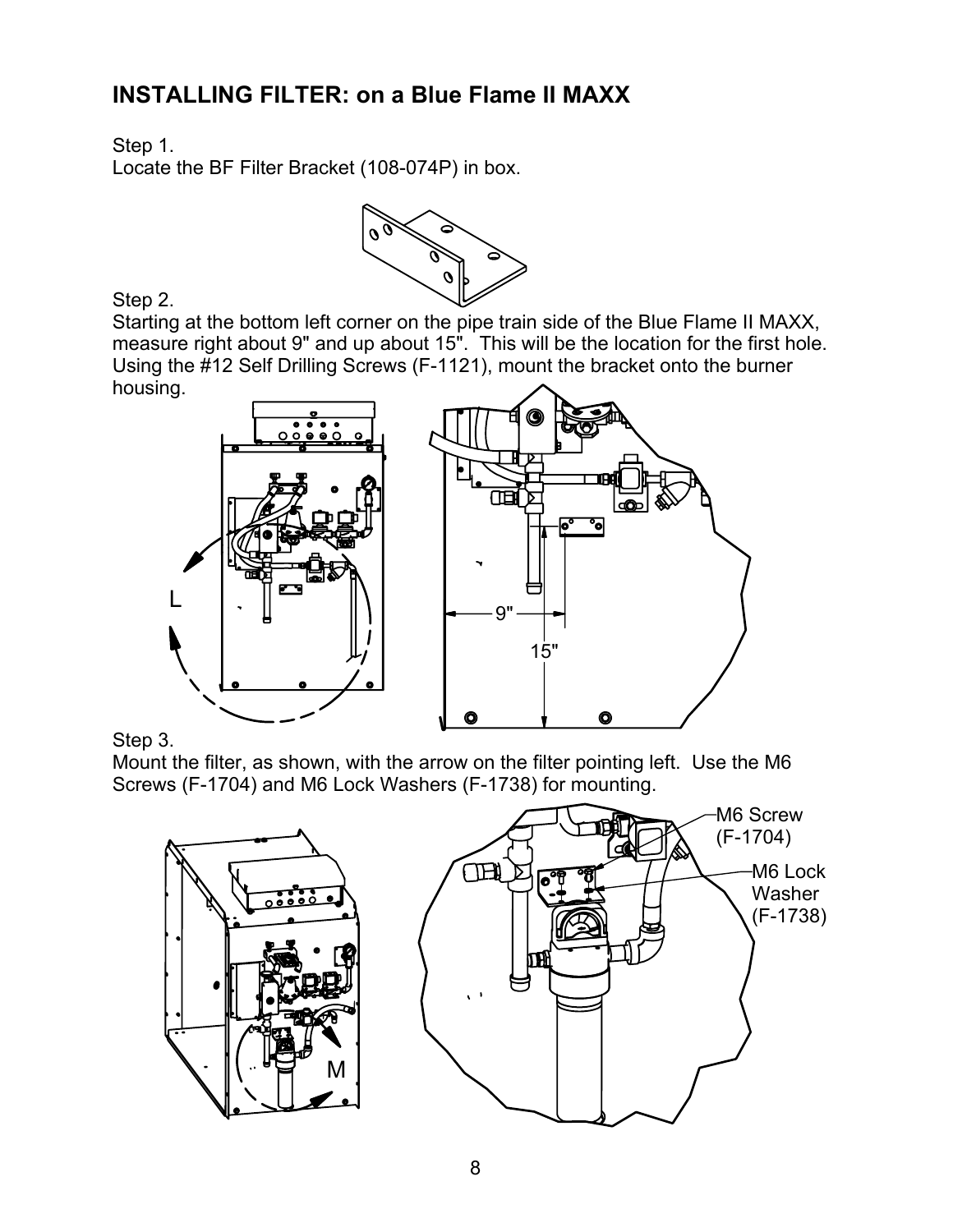## INSTALLING FILTER: on a Blue Flame II MAXX

Step 1.
Locate the BF Filter Bracket (108-074P) in box.

Step 2.
Starting at the bottom left corner on the pipe train side of the Blue Flame II MAXX, measure right about 9" and up about 15". This will be the location for the first hole. Using the #12 Self Drilling Screws (F-1121), mount the bracket onto the burner housing.

L

9"

15"

Step 3.
Mount the filter, as shown, with the arrow on the filter pointing left. Use the M6 Screws (F-1704) and M6 Lock Washers (F-1738) for mounting.

M

M6 Screw (F-1704)

M6 Lock Washer (F-1738)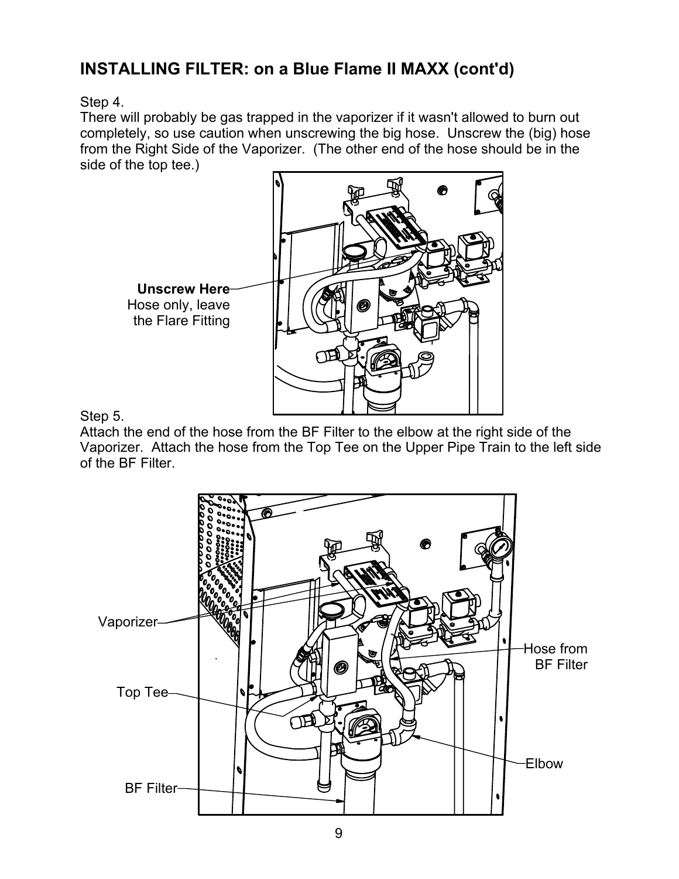## INSTALLING FILTER: on a Blue Flame II MAXX (cont'd)

Step 4.
There will probably be gas trapped in the vaporizer if it wasn't allowed to burn out completely, so use caution when unscrewing the big hose. Unscrew the (big) hose from the Right Side of the Vaporizer. (The other end of the hose should be in the side of the top tee.)

**Unscrew Here**
Hose only, leave the Flare Fitting

Step 5.
Attach the end of the hose from the BF Filter to the elbow at the right side of the Vaporizer. Attach the hose from the Top Tee on the Upper Pipe Train to the left side of the BF Filter.

Vaporizer

Top Tee

BF Filter

Hose from BF Filter

Elbow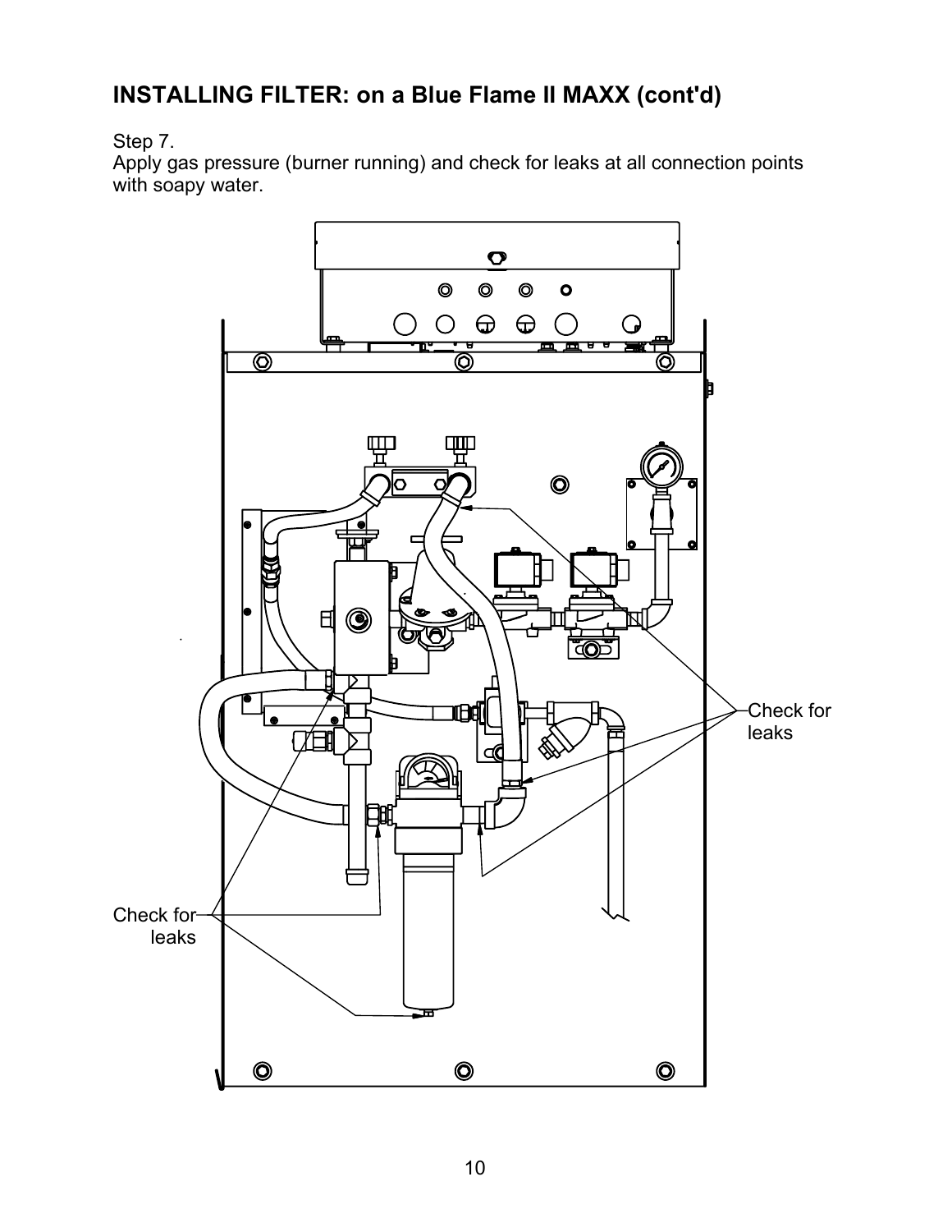## INSTALLING FILTER: on a Blue Flame II MAXX (cont'd)

Step 7.
Apply gas pressure (burner running) and check for leaks at all connection points with soapy water.

Check for leaks

Check for leaks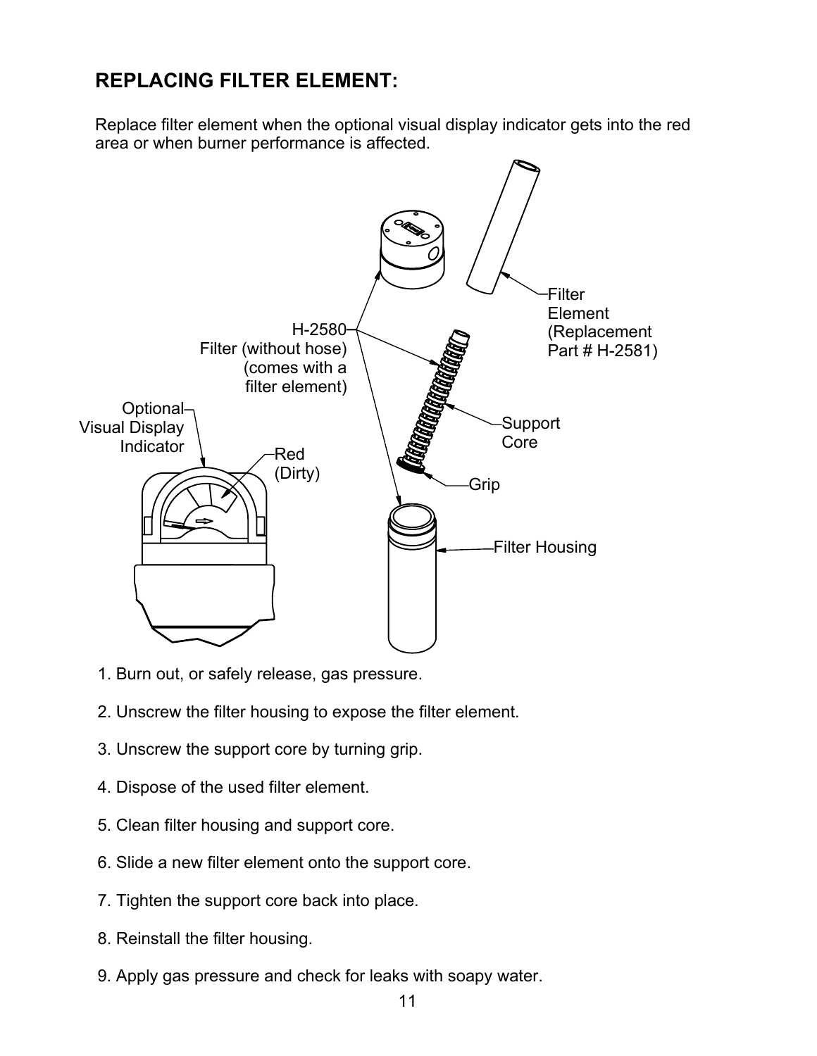## REPLACING FILTER ELEMENT:

Replace filter element when the optional visual display indicator gets into the red area or when burner performance is affected.

H-2580
Filter (without hose)
(comes with a
filter element)

Filter
Element
(Replacement
Part # H-2581)

Optional
Visual Display
Indicator

Red
(Dirty)

Support
Core

Grip

Filter Housing

1. Burn out, or safely release, gas pressure.
2. Unscrew the filter housing to expose the filter element.
3. Unscrew the support core by turning grip.
4. Dispose of the used filter element.
5. Clean filter housing and support core.
6. Slide a new filter element onto the support core.
7. Tighten the support core back into place.
8. Reinstall the filter housing.
9. Apply gas pressure and check for leaks with soapy water.